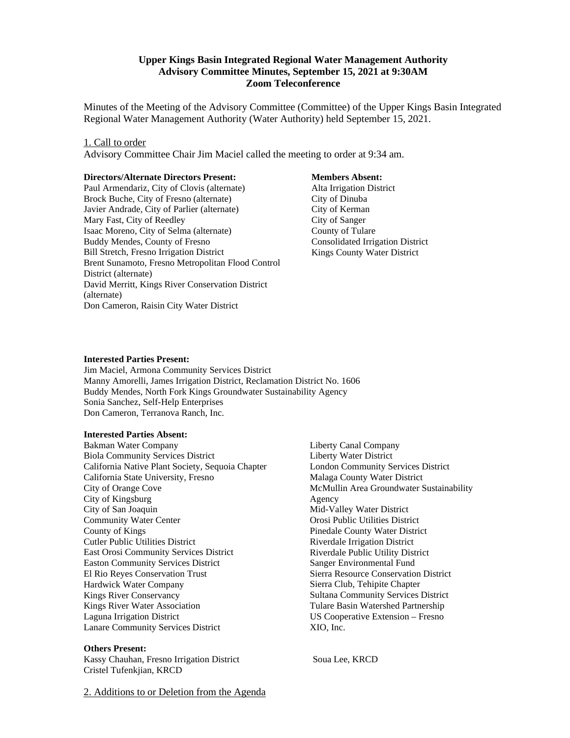**Upper Kings Basin Integrated Regional Water Management Authority**
**Advisory Committee Minutes, September 15, 2021 at 9:30AM**
**Zoom Teleconference**

Minutes of the Meeting of the Advisory Committee (Committee) of the Upper Kings Basin Integrated Regional Water Management Authority (Water Authority) held September 15, 2021.

## 1. Call to order

Advisory Committee Chair Jim Maciel called the meeting to order at 9:34 am.

**Directors/Alternate Directors Present:**

Paul Armendariz, City of Clovis (alternate)
Brock Buche, City of Fresno (alternate)
Javier Andrade, City of Parlier (alternate)
Mary Fast, City of Reedley
Isaac Moreno, City of Selma (alternate)
Buddy Mendes, County of Fresno
Bill Stretch, Fresno Irrigation District
Brent Sunamoto, Fresno Metropolitan Flood Control District (alternate)
David Merritt, Kings River Conservation District (alternate)
Don Cameron, Raisin City Water District

**Members Absent:**

Alta Irrigation District
City of Dinuba
City of Kerman
City of Sanger
County of Tulare
Consolidated Irrigation District
Kings County Water District

**Interested Parties Present:**

Jim Maciel, Armona Community Services District
Manny Amorelli, James Irrigation District, Reclamation District No. 1606
Buddy Mendes, North Fork Kings Groundwater Sustainability Agency
Sonia Sanchez, Self-Help Enterprises
Don Cameron, Terranova Ranch, Inc.

**Interested Parties Absent:**

Bakman Water Company
Biola Community Services District
California Native Plant Society, Sequoia Chapter
California State University, Fresno
City of Orange Cove
City of Kingsburg
City of San Joaquin
Community Water Center
County of Kings
Cutler Public Utilities District
East Orosi Community Services District
Easton Community Services District
El Rio Reyes Conservation Trust
Hardwick Water Company
Kings River Conservancy
Kings River Water Association
Laguna Irrigation District
Lanare Community Services District
Liberty Canal Company
Liberty Water District
London Community Services District
Malaga County Water District
McMullin Area Groundwater Sustainability Agency
Mid-Valley Water District
Orosi Public Utilities District
Pinedale County Water District
Riverdale Irrigation District
Riverdale Public Utility District
Sanger Environmental Fund
Sierra Resource Conservation District
Sierra Club, Tehipite Chapter
Sultana Community Services District
Tulare Basin Watershed Partnership
US Cooperative Extension – Fresno
XIO, Inc.

**Others Present:**

Kassy Chauhan, Fresno Irrigation District
Cristel Tufenkjian, KRCD
Soua Lee, KRCD

## 2. Additions to or Deletion from the Agenda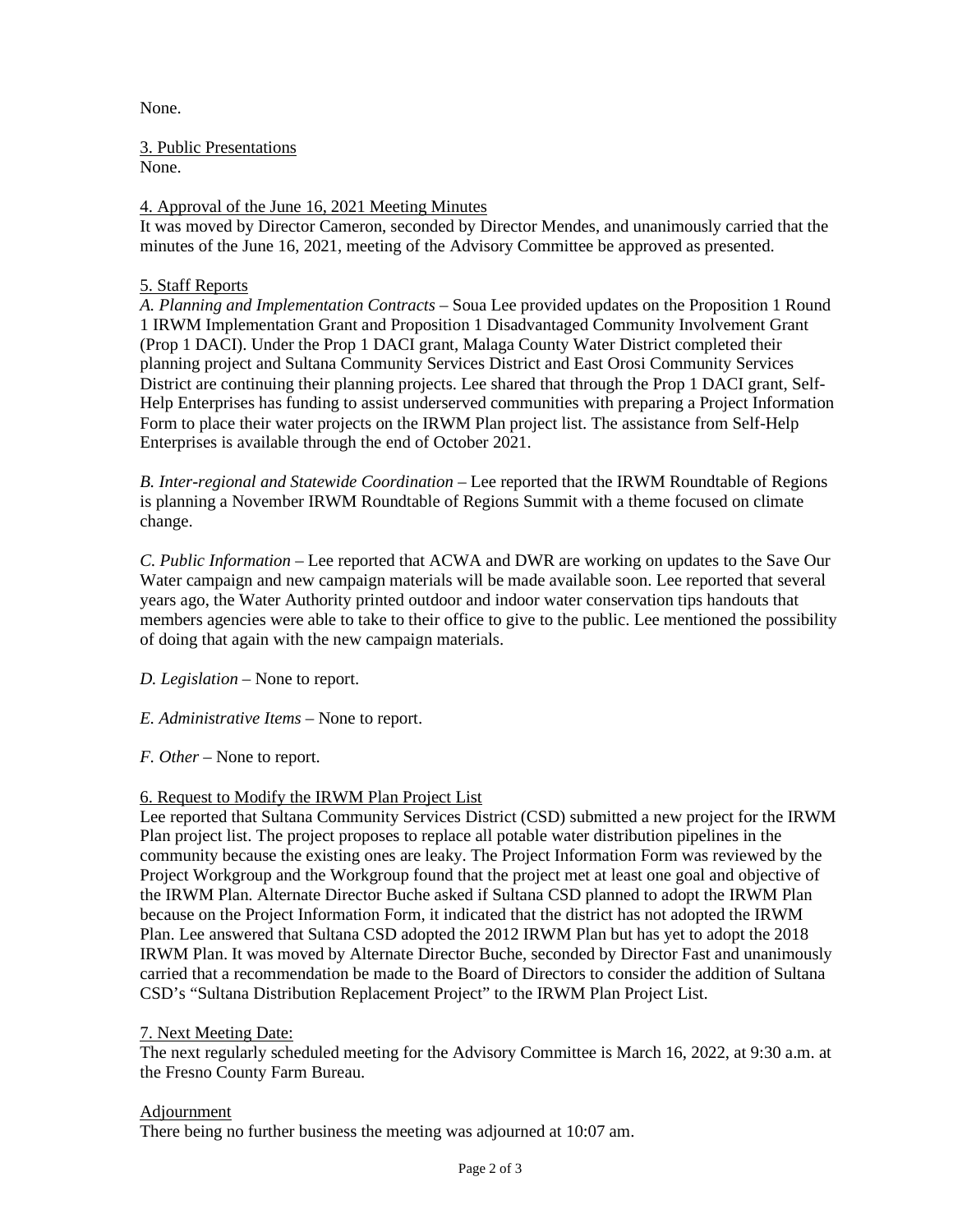None.

3. Public Presentations
None.

4. Approval of the June 16, 2021 Meeting Minutes
It was moved by Director Cameron, seconded by Director Mendes, and unanimously carried that the minutes of the June 16, 2021, meeting of the Advisory Committee be approved as presented.

5. Staff Reports
*A. Planning and Implementation Contracts* – Soua Lee provided updates on the Proposition 1 Round 1 IRWM Implementation Grant and Proposition 1 Disadvantaged Community Involvement Grant (Prop 1 DACI). Under the Prop 1 DACI grant, Malaga County Water District completed their planning project and Sultana Community Services District and East Orosi Community Services District are continuing their planning projects. Lee shared that through the Prop 1 DACI grant, Self-Help Enterprises has funding to assist underserved communities with preparing a Project Information Form to place their water projects on the IRWM Plan project list. The assistance from Self-Help Enterprises is available through the end of October 2021.

*B. Inter-regional and Statewide Coordination* – Lee reported that the IRWM Roundtable of Regions is planning a November IRWM Roundtable of Regions Summit with a theme focused on climate change.

*C. Public Information* – Lee reported that ACWA and DWR are working on updates to the Save Our Water campaign and new campaign materials will be made available soon. Lee reported that several years ago, the Water Authority printed outdoor and indoor water conservation tips handouts that members agencies were able to take to their office to give to the public. Lee mentioned the possibility of doing that again with the new campaign materials.

*D. Legislation* – None to report.

*E. Administrative Items* – None to report.

*F. Other* – None to report.

6. Request to Modify the IRWM Plan Project List
Lee reported that Sultana Community Services District (CSD) submitted a new project for the IRWM Plan project list. The project proposes to replace all potable water distribution pipelines in the community because the existing ones are leaky. The Project Information Form was reviewed by the Project Workgroup and the Workgroup found that the project met at least one goal and objective of the IRWM Plan. Alternate Director Buche asked if Sultana CSD planned to adopt the IRWM Plan because on the Project Information Form, it indicated that the district has not adopted the IRWM Plan. Lee answered that Sultana CSD adopted the 2012 IRWM Plan but has yet to adopt the 2018 IRWM Plan. It was moved by Alternate Director Buche, seconded by Director Fast and unanimously carried that a recommendation be made to the Board of Directors to consider the addition of Sultana CSD's "Sultana Distribution Replacement Project" to the IRWM Plan Project List.

7. Next Meeting Date:
The next regularly scheduled meeting for the Advisory Committee is March 16, 2022, at 9:30 a.m. at the Fresno County Farm Bureau.

Adjournment
There being no further business the meeting was adjourned at 10:07 am.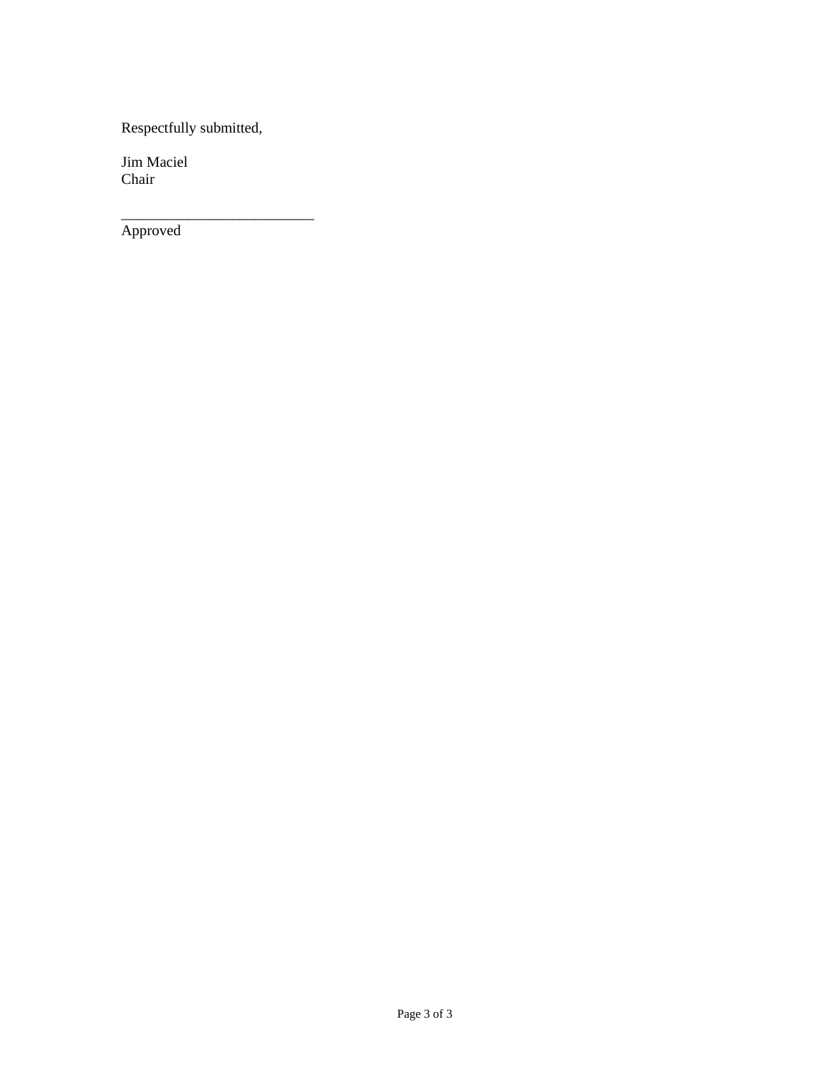Respectfully submitted,

Jim Maciel  
Chair

___________________________  
Approved